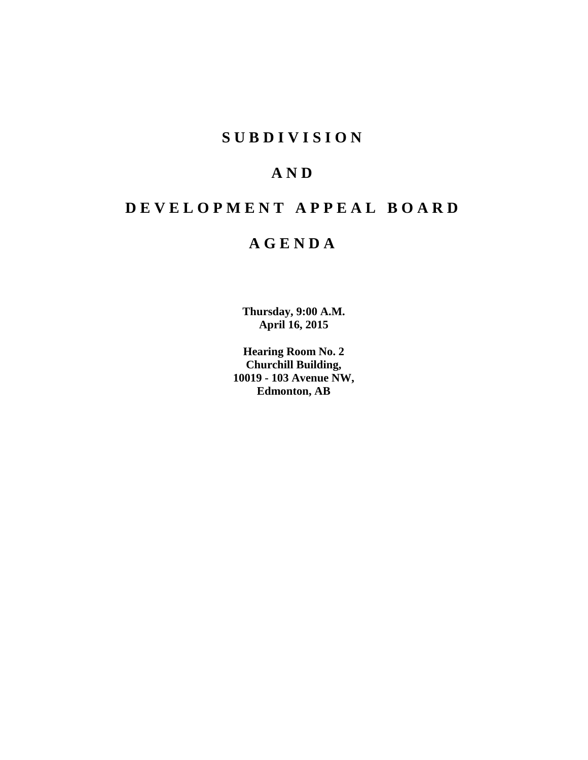# S U B D I V I S I O N

# A N D

# D E V E L O P M E N T   A P P E A L   B O A R D

# A G E N D A

**Thursday, 9:00 A.M.**
**April 16, 2015**

**Hearing Room No. 2**
**Churchill Building,**
**10019 - 103 Avenue NW,**
**Edmonton, AB**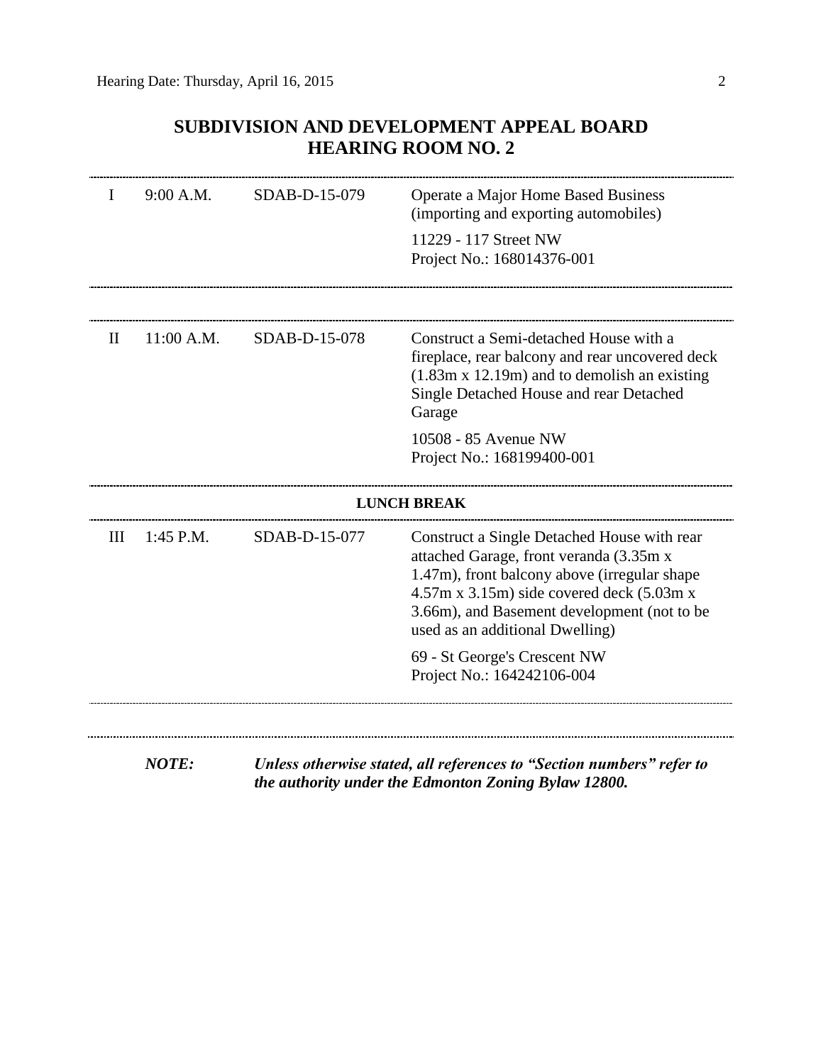# SUBDIVISION AND DEVELOPMENT APPEAL BOARD
# HEARING ROOM NO. 2

| | | | |
|---|---|---|---|
| I | 9:00 A.M. | SDAB-D-15-079 | Operate a Major Home Based Business (importing and exporting automobiles)<br><br>11229 - 117 Street NW<br>Project No.: 168014376-001 |
| II | 11:00 A.M. | SDAB-D-15-078 | Construct a Semi-detached House with a fireplace, rear balcony and rear uncovered deck (1.83m x 12.19m) and to demolish an existing Single Detached House and rear Detached Garage<br><br>10508 - 85 Avenue NW<br>Project No.: 168199400-001 |
| | | **LUNCH BREAK** | |
| III | 1:45 P.M. | SDAB-D-15-077 | Construct a Single Detached House with rear attached Garage, front veranda (3.35m x 1.47m), front balcony above (irregular shape 4.57m x 3.15m) side covered deck (5.03m x 3.66m), and Basement development (not to be used as an additional Dwelling)<br><br>69 - St George's Crescent NW<br>Project No.: 164242106-004 |

***NOTE:*** ***Unless otherwise stated, all references to "Section numbers" refer to the authority under the Edmonton Zoning Bylaw 12800.***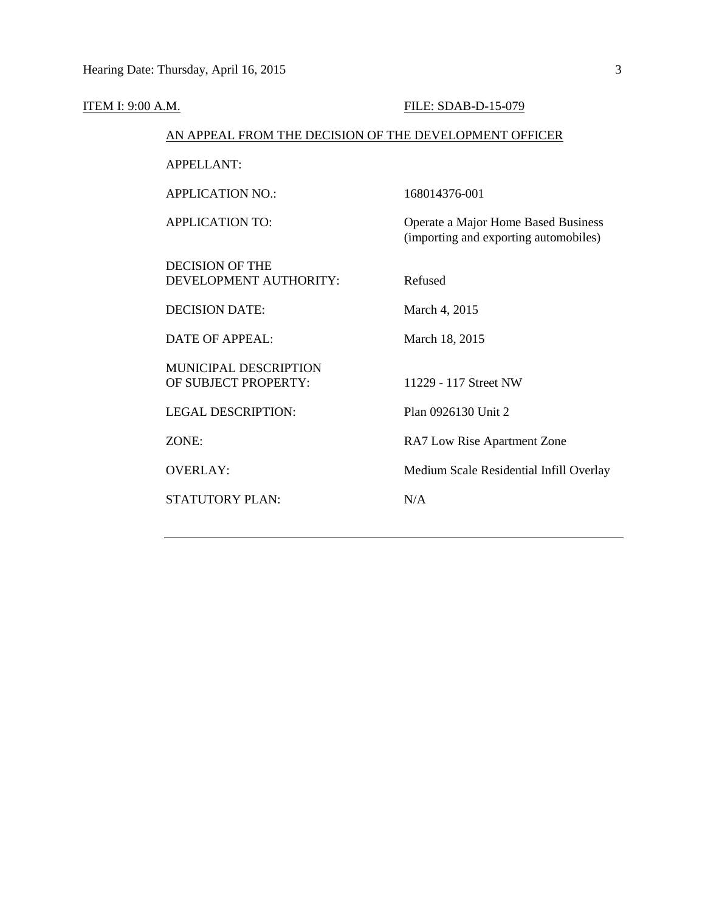ITEM I: 9:00 A.M. FILE: SDAB-D-15-079

AN APPEAL FROM THE DECISION OF THE DEVELOPMENT OFFICER

| | |
|---|---|
| APPELLANT: | |
| APPLICATION NO.: | 168014376-001 |
| APPLICATION TO: | Operate a Major Home Based Business (importing and exporting automobiles) |
| DECISION OF THE DEVELOPMENT AUTHORITY: | Refused |
| DECISION DATE: | March 4, 2015 |
| DATE OF APPEAL: | March 18, 2015 |
| MUNICIPAL DESCRIPTION OF SUBJECT PROPERTY: | 11229 - 117 Street NW |
| LEGAL DESCRIPTION: | Plan 0926130 Unit 2 |
| ZONE: | RA7 Low Rise Apartment Zone |
| OVERLAY: | Medium Scale Residential Infill Overlay |
| STATUTORY PLAN: | N/A |

---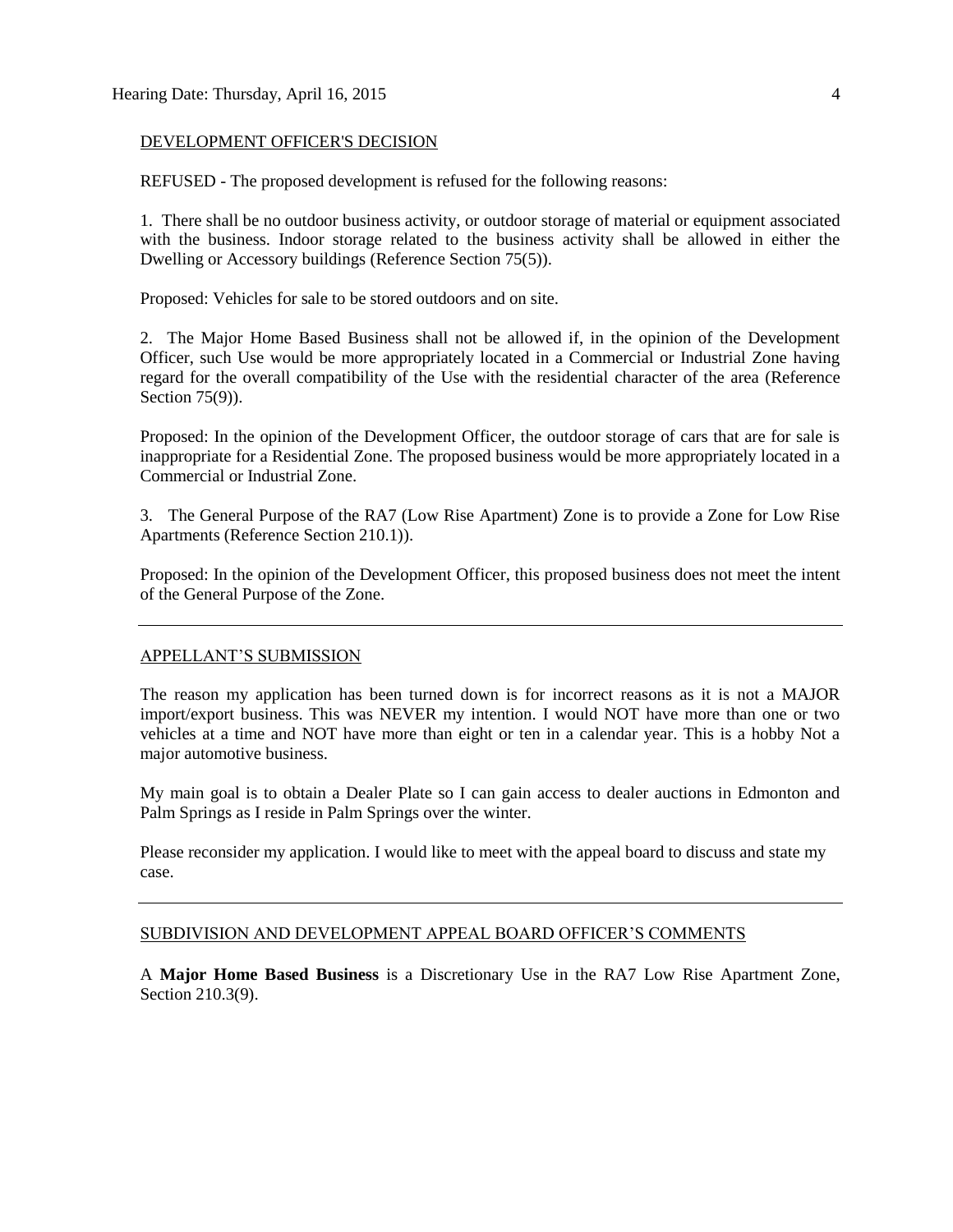## DEVELOPMENT OFFICER'S DECISION

REFUSED - The proposed development is refused for the following reasons:

1. There shall be no outdoor business activity, or outdoor storage of material or equipment associated with the business. Indoor storage related to the business activity shall be allowed in either the Dwelling or Accessory buildings (Reference Section 75(5)).

Proposed: Vehicles for sale to be stored outdoors and on site.

2. The Major Home Based Business shall not be allowed if, in the opinion of the Development Officer, such Use would be more appropriately located in a Commercial or Industrial Zone having regard for the overall compatibility of the Use with the residential character of the area (Reference Section 75(9)).

Proposed: In the opinion of the Development Officer, the outdoor storage of cars that are for sale is inappropriate for a Residential Zone. The proposed business would be more appropriately located in a Commercial or Industrial Zone.

3. The General Purpose of the RA7 (Low Rise Apartment) Zone is to provide a Zone for Low Rise Apartments (Reference Section 210.1)).

Proposed: In the opinion of the Development Officer, this proposed business does not meet the intent of the General Purpose of the Zone.

---

## APPELLANT'S SUBMISSION

The reason my application has been turned down is for incorrect reasons as it is not a MAJOR import/export business. This was NEVER my intention. I would NOT have more than one or two vehicles at a time and NOT have more than eight or ten in a calendar year. This is a hobby Not a major automotive business.

My main goal is to obtain a Dealer Plate so I can gain access to dealer auctions in Edmonton and Palm Springs as I reside in Palm Springs over the winter.

Please reconsider my application. I would like to meet with the appeal board to discuss and state my case.

---

## SUBDIVISION AND DEVELOPMENT APPEAL BOARD OFFICER'S COMMENTS

A **Major Home Based Business** is a Discretionary Use in the RA7 Low Rise Apartment Zone, Section 210.3(9).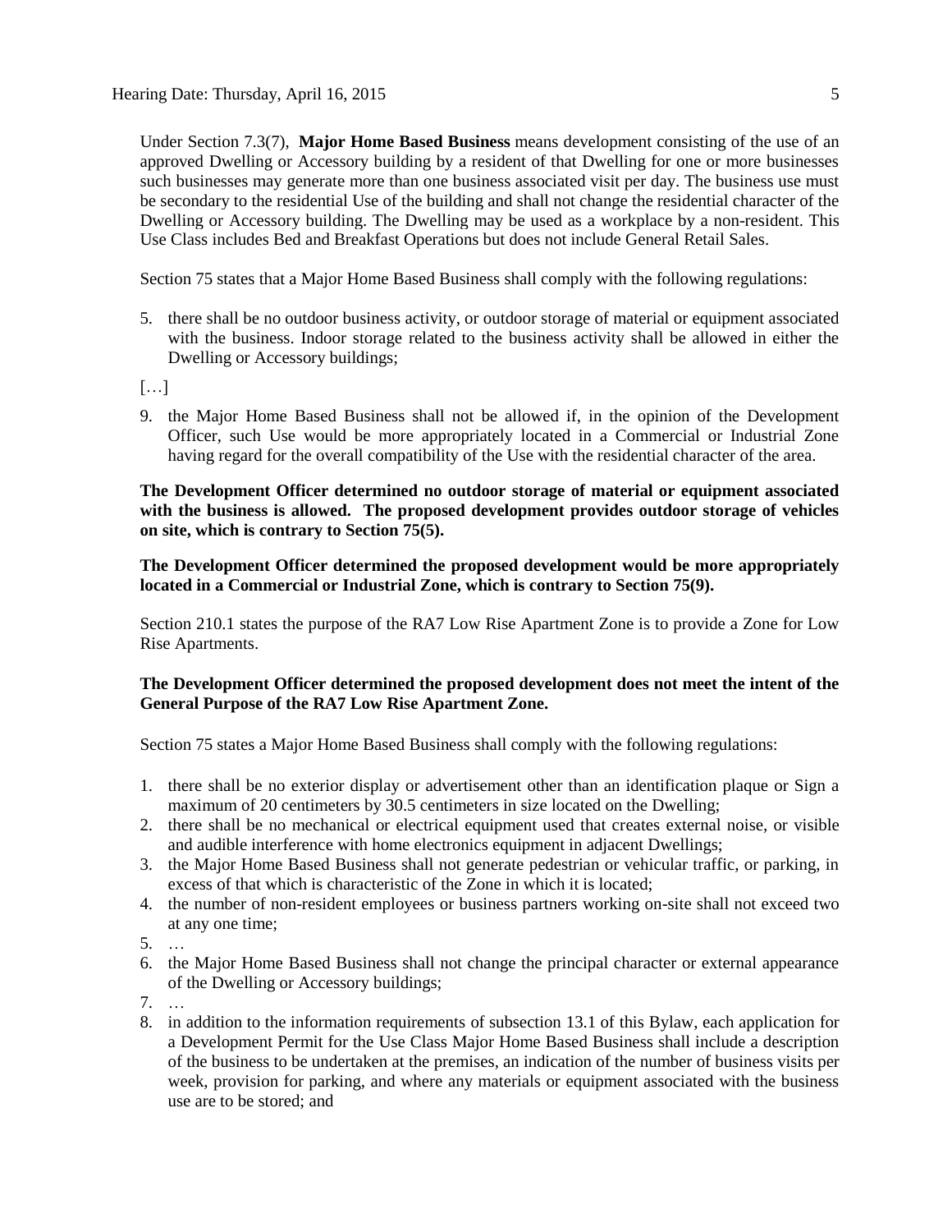Under Section 7.3(7), **Major Home Based Business** means development consisting of the use of an approved Dwelling or Accessory building by a resident of that Dwelling for one or more businesses such businesses may generate more than one business associated visit per day. The business use must be secondary to the residential Use of the building and shall not change the residential character of the Dwelling or Accessory building. The Dwelling may be used as a workplace by a non-resident. This Use Class includes Bed and Breakfast Operations but does not include General Retail Sales.

Section 75 states that a Major Home Based Business shall comply with the following regulations:

5. there shall be no outdoor business activity, or outdoor storage of material or equipment associated with the business. Indoor storage related to the business activity shall be allowed in either the Dwelling or Accessory buildings;

[…]

9. the Major Home Based Business shall not be allowed if, in the opinion of the Development Officer, such Use would be more appropriately located in a Commercial or Industrial Zone having regard for the overall compatibility of the Use with the residential character of the area.

**The Development Officer determined no outdoor storage of material or equipment associated with the business is allowed. The proposed development provides outdoor storage of vehicles on site, which is contrary to Section 75(5).**

**The Development Officer determined the proposed development would be more appropriately located in a Commercial or Industrial Zone, which is contrary to Section 75(9).**

Section 210.1 states the purpose of the RA7 Low Rise Apartment Zone is to provide a Zone for Low Rise Apartments.

**The Development Officer determined the proposed development does not meet the intent of the General Purpose of the RA7 Low Rise Apartment Zone.**

Section 75 states a Major Home Based Business shall comply with the following regulations:

1. there shall be no exterior display or advertisement other than an identification plaque or Sign a maximum of 20 centimeters by 30.5 centimeters in size located on the Dwelling;
2. there shall be no mechanical or electrical equipment used that creates external noise, or visible and audible interference with home electronics equipment in adjacent Dwellings;
3. the Major Home Based Business shall not generate pedestrian or vehicular traffic, or parking, in excess of that which is characteristic of the Zone in which it is located;
4. the number of non-resident employees or business partners working on-site shall not exceed two at any one time;
5. …
6. the Major Home Based Business shall not change the principal character or external appearance of the Dwelling or Accessory buildings;
7. …
8. in addition to the information requirements of subsection 13.1 of this Bylaw, each application for a Development Permit for the Use Class Major Home Based Business shall include a description of the business to be undertaken at the premises, an indication of the number of business visits per week, provision for parking, and where any materials or equipment associated with the business use are to be stored; and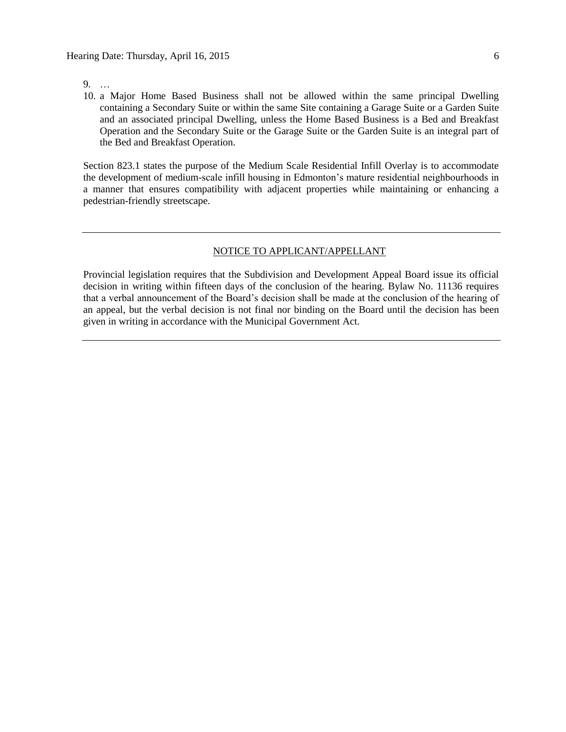9. …
10. a Major Home Based Business shall not be allowed within the same principal Dwelling containing a Secondary Suite or within the same Site containing a Garage Suite or a Garden Suite and an associated principal Dwelling, unless the Home Based Business is a Bed and Breakfast Operation and the Secondary Suite or the Garage Suite or the Garden Suite is an integral part of the Bed and Breakfast Operation.

Section 823.1 states the purpose of the Medium Scale Residential Infill Overlay is to accommodate the development of medium-scale infill housing in Edmonton's mature residential neighbourhoods in a manner that ensures compatibility with adjacent properties while maintaining or enhancing a pedestrian-friendly streetscape.

---

<u>NOTICE TO APPLICANT/APPELLANT</u>

Provincial legislation requires that the Subdivision and Development Appeal Board issue its official decision in writing within fifteen days of the conclusion of the hearing. Bylaw No. 11136 requires that a verbal announcement of the Board's decision shall be made at the conclusion of the hearing of an appeal, but the verbal decision is not final nor binding on the Board until the decision has been given in writing in accordance with the Municipal Government Act.

---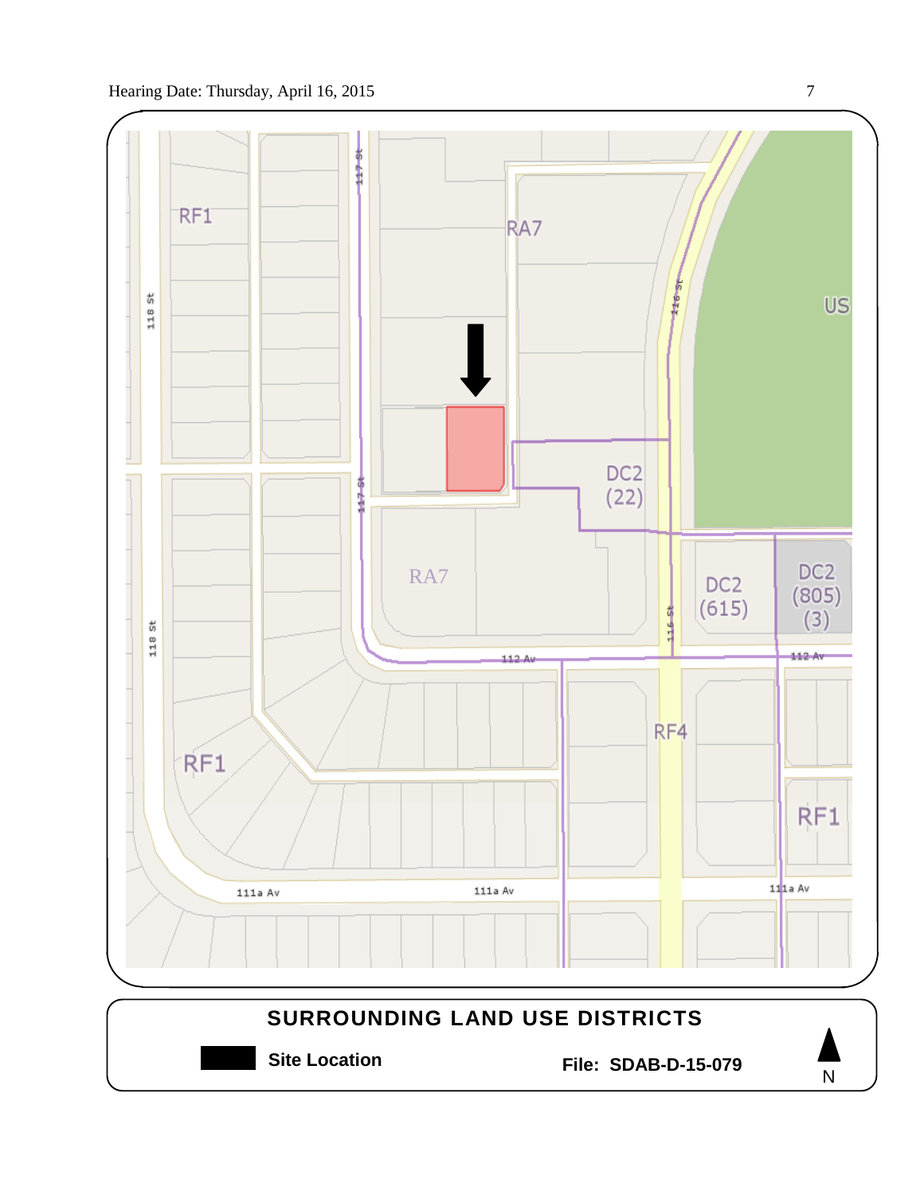RF1

RA7

US

DC2 (22)

RA7

DC2 (615)

DC2 (805) (3)

RF4

RF1

RF1

118 St

117 St

116 St

112 Av

111a Av

## SURROUNDING LAND USE DISTRICTS

**Site Location**

**File: SDAB-D-15-079**

N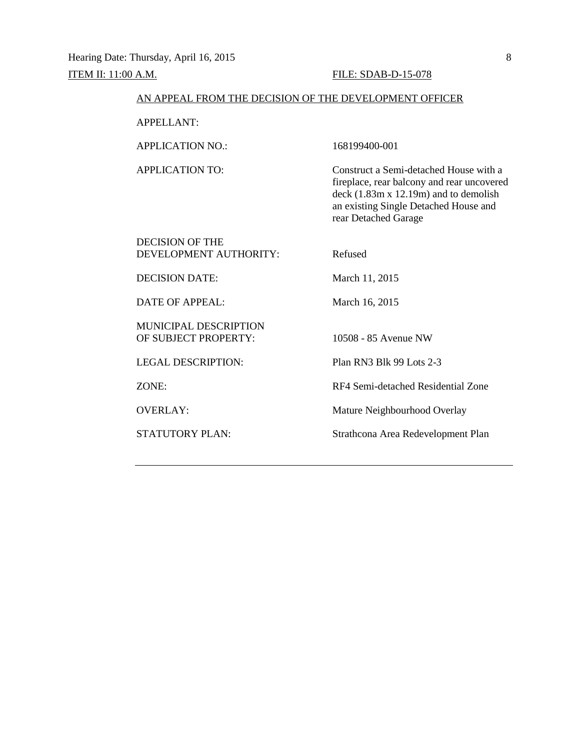ITEM II: 11:00 A.M. FILE: SDAB-D-15-078

AN APPEAL FROM THE DECISION OF THE DEVELOPMENT OFFICER

| | |
|---|---|
| APPELLANT: | |
| APPLICATION NO.: | 168199400-001 |
| APPLICATION TO: | Construct a Semi-detached House with a fireplace, rear balcony and rear uncovered deck (1.83m x 12.19m) and to demolish an existing Single Detached House and rear Detached Garage |
| DECISION OF THE DEVELOPMENT AUTHORITY: | Refused |
| DECISION DATE: | March 11, 2015 |
| DATE OF APPEAL: | March 16, 2015 |
| MUNICIPAL DESCRIPTION OF SUBJECT PROPERTY: | 10508 - 85 Avenue NW |
| LEGAL DESCRIPTION: | Plan RN3 Blk 99 Lots 2-3 |
| ZONE: | RF4 Semi-detached Residential Zone |
| OVERLAY: | Mature Neighbourhood Overlay |
| STATUTORY PLAN: | Strathcona Area Redevelopment Plan |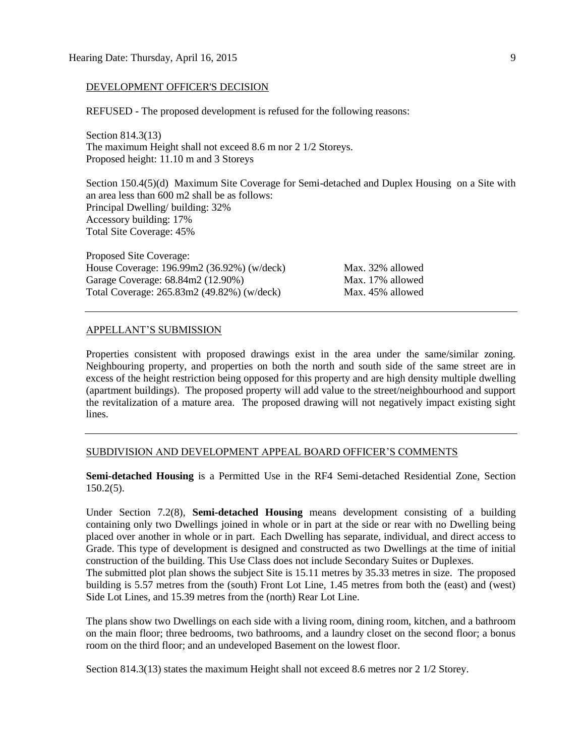DEVELOPMENT OFFICER'S DECISION

REFUSED - The proposed development is refused for the following reasons:

Section 814.3(13)
The maximum Height shall not exceed 8.6 m nor 2 1/2 Storeys.
Proposed height: 11.10 m and 3 Storeys

Section 150.4(5)(d) Maximum Site Coverage for Semi-detached and Duplex Housing on a Site with an area less than 600 m2 shall be as follows:
Principal Dwelling/ building: 32%
Accessory building: 17%
Total Site Coverage: 45%

| Proposed Site Coverage: | |
|---|---|
| House Coverage: 196.99m2 (36.92%) (w/deck) | Max. 32% allowed |
| Garage Coverage: 68.84m2 (12.90%) | Max. 17% allowed |
| Total Coverage: 265.83m2 (49.82%) (w/deck) | Max. 45% allowed |

---

APPELLANT'S SUBMISSION

Properties consistent with proposed drawings exist in the area under the same/similar zoning. Neighbouring property, and properties on both the north and south side of the same street are in excess of the height restriction being opposed for this property and are high density multiple dwelling (apartment buildings). The proposed property will add value to the street/neighbourhood and support the revitalization of a mature area. The proposed drawing will not negatively impact existing sight lines.

---

SUBDIVISION AND DEVELOPMENT APPEAL BOARD OFFICER'S COMMENTS

**Semi-detached Housing** is a Permitted Use in the RF4 Semi-detached Residential Zone, Section 150.2(5).

Under Section 7.2(8), **Semi-detached Housing** means development consisting of a building containing only two Dwellings joined in whole or in part at the side or rear with no Dwelling being placed over another in whole or in part. Each Dwelling has separate, individual, and direct access to Grade. This type of development is designed and constructed as two Dwellings at the time of initial construction of the building. This Use Class does not include Secondary Suites or Duplexes.
The submitted plot plan shows the subject Site is 15.11 metres by 35.33 metres in size. The proposed building is 5.57 metres from the (south) Front Lot Line, 1.45 metres from both the (east) and (west) Side Lot Lines, and 15.39 metres from the (north) Rear Lot Line.

The plans show two Dwellings on each side with a living room, dining room, kitchen, and a bathroom on the main floor; three bedrooms, two bathrooms, and a laundry closet on the second floor; a bonus room on the third floor; and an undeveloped Basement on the lowest floor.

Section 814.3(13) states the maximum Height shall not exceed 8.6 metres nor 2 1/2 Storey.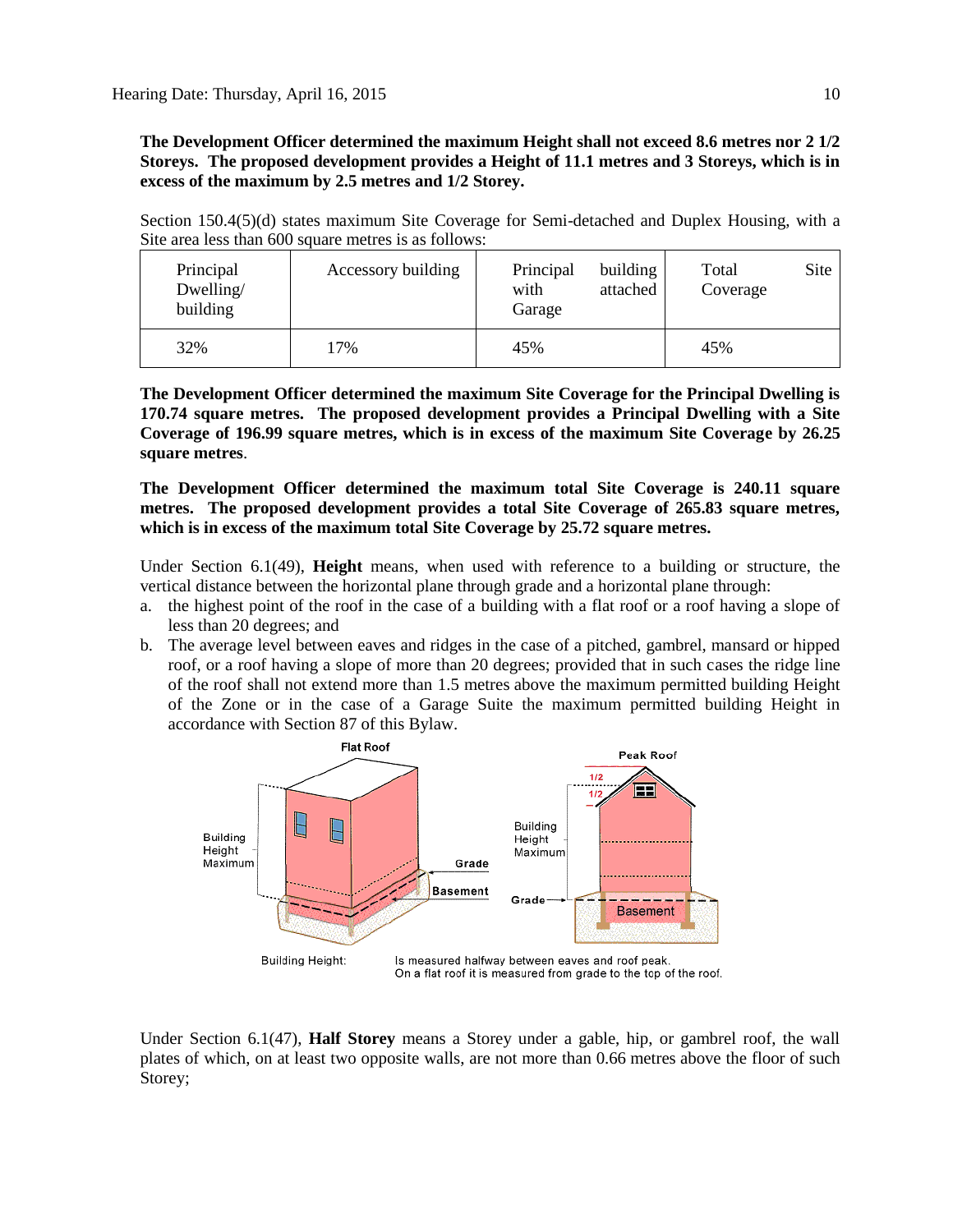**The Development Officer determined the maximum Height shall not exceed 8.6 metres nor 2 1/2 Storeys. The proposed development provides a Height of 11.1 metres and 3 Storeys, which is in excess of the maximum by 2.5 metres and 1/2 Storey.**

Section 150.4(5)(d) states maximum Site Coverage for Semi-detached and Duplex Housing, with a Site area less than 600 square metres is as follows:

| Principal Dwelling/ building | Accessory building | Principal building with attached Garage | Total Site Coverage |
|---|---|---|---|
| 32% | 17% | 45% | 45% |

**The Development Officer determined the maximum Site Coverage for the Principal Dwelling is 170.74 square metres. The proposed development provides a Principal Dwelling with a Site Coverage of 196.99 square metres, which is in excess of the maximum Site Coverage by 26.25 square metres**.

**The Development Officer determined the maximum total Site Coverage is 240.11 square metres. The proposed development provides a total Site Coverage of 265.83 square metres, which is in excess of the maximum total Site Coverage by 25.72 square metres.**

Under Section 6.1(49), **Height** means, when used with reference to a building or structure, the vertical distance between the horizontal plane through grade and a horizontal plane through:

a. the highest point of the roof in the case of a building with a flat roof or a roof having a slope of less than 20 degrees; and
b. The average level between eaves and ridges in the case of a pitched, gambrel, mansard or hipped roof, or a roof having a slope of more than 20 degrees; provided that in such cases the ridge line of the roof shall not extend more than 1.5 metres above the maximum permitted building Height of the Zone or in the case of a Garage Suite the maximum permitted building Height in accordance with Section 87 of this Bylaw.

Building Height: Is measured halfway between eaves and roof peak. On a flat roof it is measured from grade to the top of the roof.

Under Section 6.1(47), **Half Storey** means a Storey under a gable, hip, or gambrel roof, the wall plates of which, on at least two opposite walls, are not more than 0.66 metres above the floor of such Storey;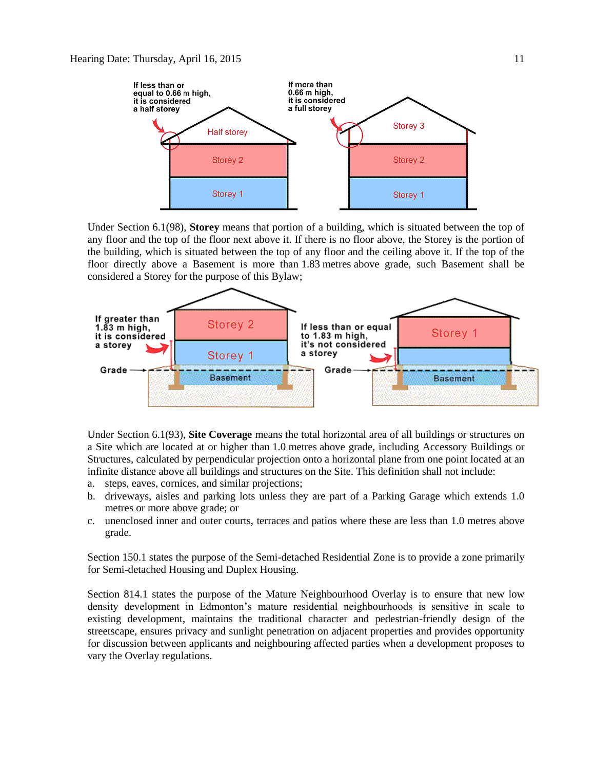If less than or equal to 0.66 m high, it is considered a half storey

If more than 0.66 m high, it is considered a full storey

Under Section 6.1(98), **Storey** means that portion of a building, which is situated between the top of any floor and the top of the floor next above it. If there is no floor above, the Storey is the portion of the building, which is situated between the top of any floor and the ceiling above it. If the top of the floor directly above a Basement is more than 1.83 metres above grade, such Basement shall be considered a Storey for the purpose of this Bylaw;

If greater than 1.83 m high, it is considered a storey

If less than or equal to 1.83 m high, it's not considered a storey

Under Section 6.1(93), **Site Coverage** means the total horizontal area of all buildings or structures on a Site which are located at or higher than 1.0 metres above grade, including Accessory Buildings or Structures, calculated by perpendicular projection onto a horizontal plane from one point located at an infinite distance above all buildings and structures on the Site. This definition shall not include:

a. steps, eaves, cornices, and similar projections;
b. driveways, aisles and parking lots unless they are part of a Parking Garage which extends 1.0 metres or more above grade; or
c. unenclosed inner and outer courts, terraces and patios where these are less than 1.0 metres above grade.

Section 150.1 states the purpose of the Semi-detached Residential Zone is to provide a zone primarily for Semi-detached Housing and Duplex Housing.

Section 814.1 states the purpose of the Mature Neighbourhood Overlay is to ensure that new low density development in Edmonton's mature residential neighbourhoods is sensitive in scale to existing development, maintains the traditional character and pedestrian-friendly design of the streetscape, ensures privacy and sunlight penetration on adjacent properties and provides opportunity for discussion between applicants and neighbouring affected parties when a development proposes to vary the Overlay regulations.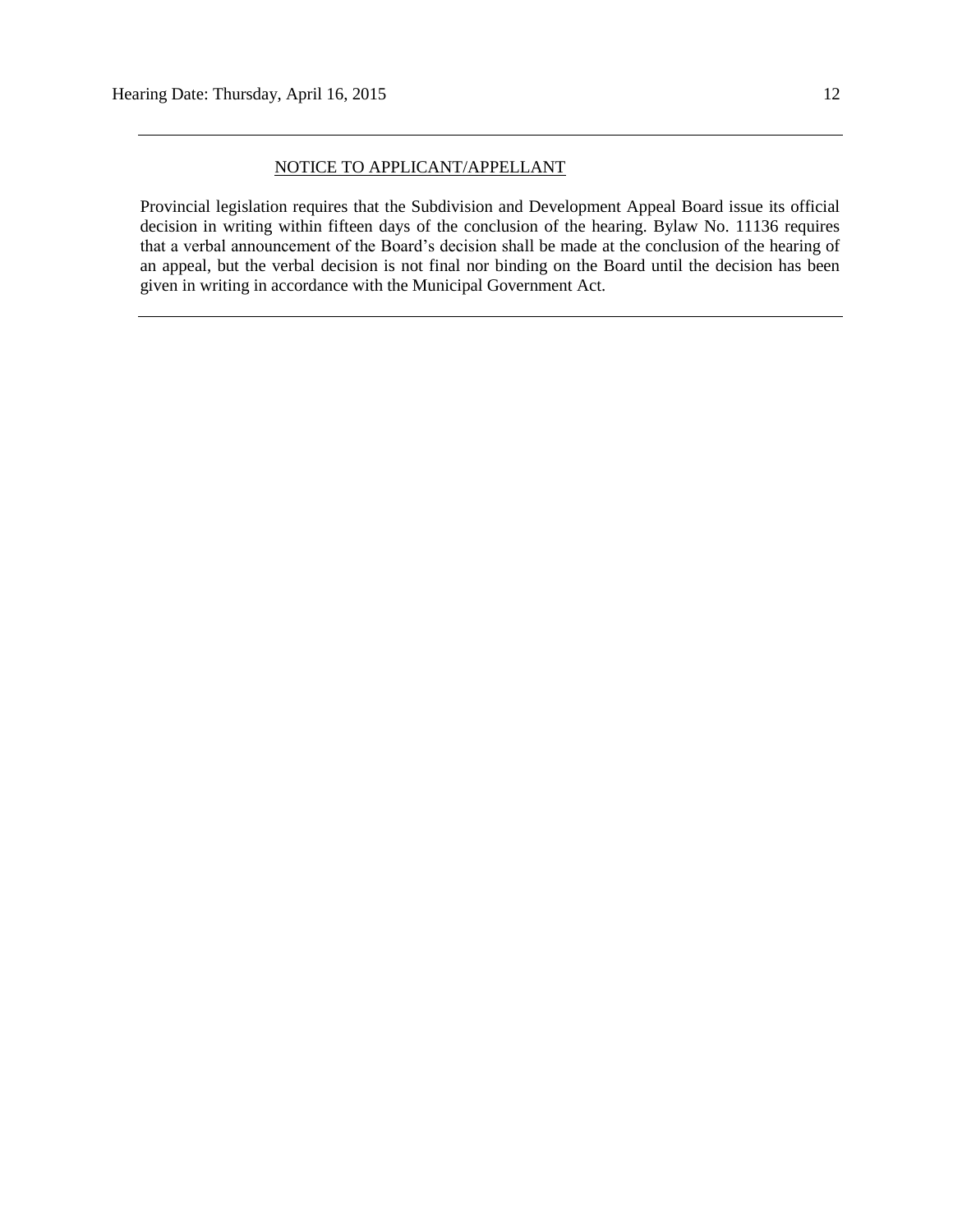<u>NOTICE TO APPLICANT/APPELLANT</u>

Provincial legislation requires that the Subdivision and Development Appeal Board issue its official decision in writing within fifteen days of the conclusion of the hearing. Bylaw No. 11136 requires that a verbal announcement of the Board's decision shall be made at the conclusion of the hearing of an appeal, but the verbal decision is not final nor binding on the Board until the decision has been given in writing in accordance with the Municipal Government Act.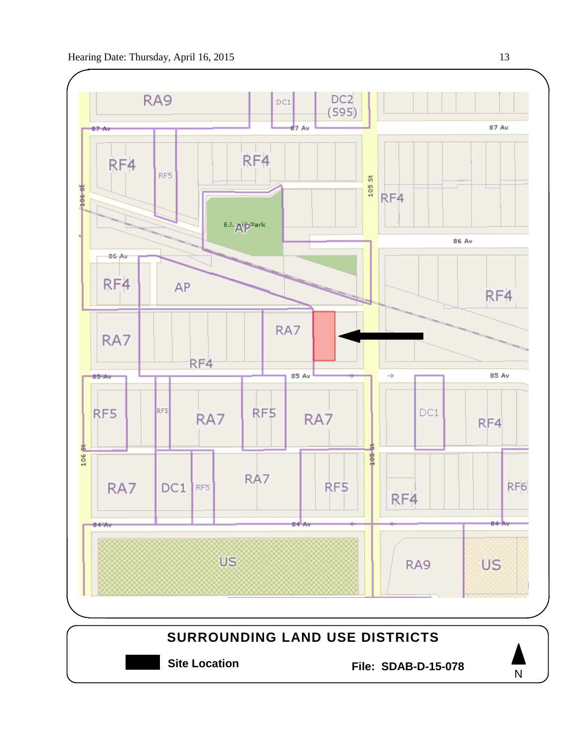Hearing Date: Thursday, April 16, 2015

RA9 | DC1 | DC2 (595) | 87 Av | 87 Av | 87 Av

RF4 | RF5 | RF4 | 105 St | RF4 | 106 St

E.L. AP Park | 86 Av | 86 Av

RF4 | AP | RF4

RA7 | RA7 | RF4

85 Av | 85 Av | 85 Av

RF5 | RF5 | RA7 | RF5 | RA7 | DC1 | RF4

106 St | 105 St

RA7 | DC1 | RF5 | RA7 | RF5 | RF4 | RF6

84 Av | 84 Av | 84 Av

US | RA9 | US

**SURROUNDING LAND USE DISTRICTS**

**Site Location** | **File: SDAB-D-15-078** | N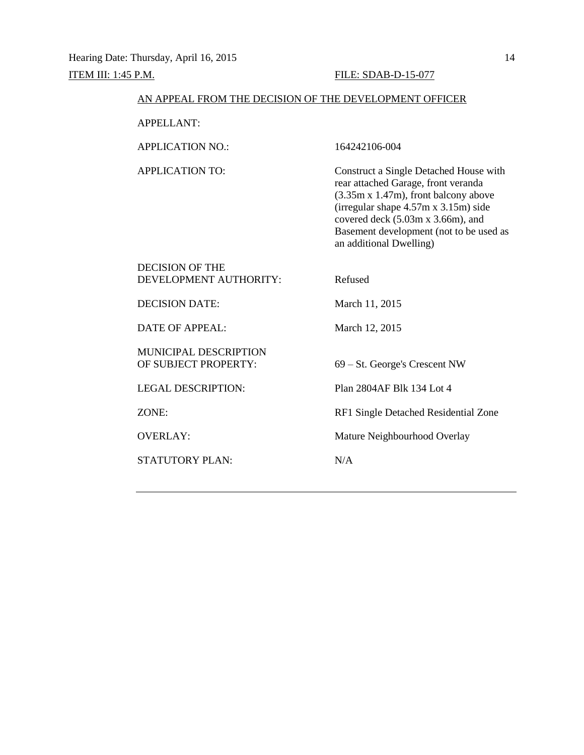Hearing Date: Thursday, April 16, 2015

ITEM III: 1:45 P.M. FILE: SDAB-D-15-077

AN APPEAL FROM THE DECISION OF THE DEVELOPMENT OFFICER

| | |
|---|---|
| APPELLANT: | |
| APPLICATION NO.: | 164242106-004 |
| APPLICATION TO: | Construct a Single Detached House with rear attached Garage, front veranda (3.35m x 1.47m), front balcony above (irregular shape 4.57m x 3.15m) side covered deck (5.03m x 3.66m), and Basement development (not to be used as an additional Dwelling) |
| DECISION OF THE DEVELOPMENT AUTHORITY: | Refused |
| DECISION DATE: | March 11, 2015 |
| DATE OF APPEAL: | March 12, 2015 |
| MUNICIPAL DESCRIPTION OF SUBJECT PROPERTY: | 69 – St. George's Crescent NW |
| LEGAL DESCRIPTION: | Plan 2804AF Blk 134 Lot 4 |
| ZONE: | RF1 Single Detached Residential Zone |
| OVERLAY: | Mature Neighbourhood Overlay |
| STATUTORY PLAN: | N/A |

---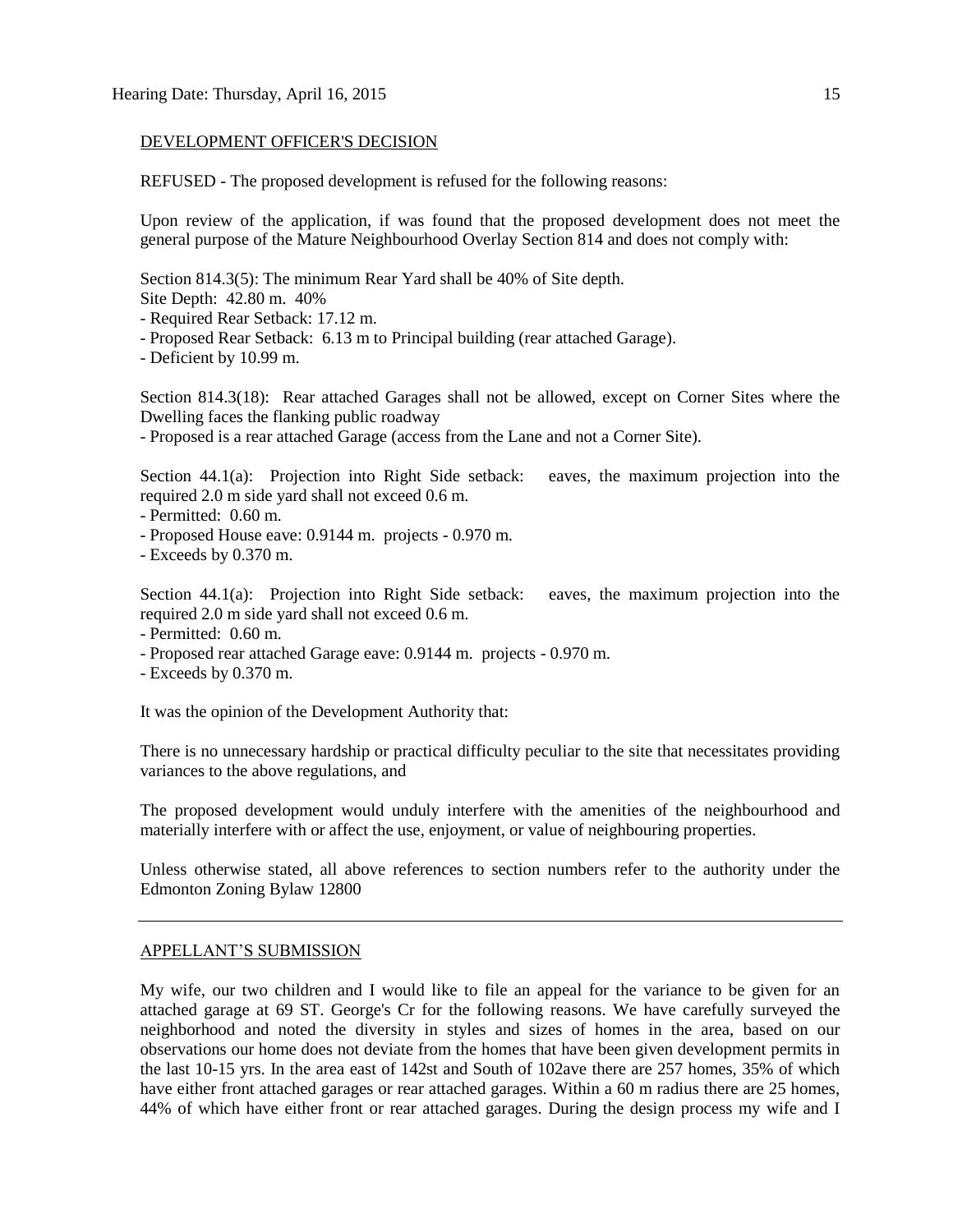## DEVELOPMENT OFFICER'S DECISION

REFUSED - The proposed development is refused for the following reasons:

Upon review of the application, if was found that the proposed development does not meet the general purpose of the Mature Neighbourhood Overlay Section 814 and does not comply with:

Section 814.3(5): The minimum Rear Yard shall be 40% of Site depth.
Site Depth: 42.80 m. 40%
- Required Rear Setback: 17.12 m.
- Proposed Rear Setback: 6.13 m to Principal building (rear attached Garage).
- Deficient by 10.99 m.

Section 814.3(18): Rear attached Garages shall not be allowed, except on Corner Sites where the Dwelling faces the flanking public roadway
- Proposed is a rear attached Garage (access from the Lane and not a Corner Site).

Section 44.1(a): Projection into Right Side setback: eaves, the maximum projection into the required 2.0 m side yard shall not exceed 0.6 m.
- Permitted: 0.60 m.
- Proposed House eave: 0.9144 m. projects - 0.970 m.
- Exceeds by 0.370 m.

Section 44.1(a): Projection into Right Side setback: eaves, the maximum projection into the required 2.0 m side yard shall not exceed 0.6 m.
- Permitted: 0.60 m.
- Proposed rear attached Garage eave: 0.9144 m. projects - 0.970 m.
- Exceeds by 0.370 m.

It was the opinion of the Development Authority that:

There is no unnecessary hardship or practical difficulty peculiar to the site that necessitates providing variances to the above regulations, and

The proposed development would unduly interfere with the amenities of the neighbourhood and materially interfere with or affect the use, enjoyment, or value of neighbouring properties.

Unless otherwise stated, all above references to section numbers refer to the authority under the Edmonton Zoning Bylaw 12800

---

## APPELLANT'S SUBMISSION

My wife, our two children and I would like to file an appeal for the variance to be given for an attached garage at 69 ST. George's Cr for the following reasons. We have carefully surveyed the neighborhood and noted the diversity in styles and sizes of homes in the area, based on our observations our home does not deviate from the homes that have been given development permits in the last 10-15 yrs. In the area east of 142st and South of 102ave there are 257 homes, 35% of which have either front attached garages or rear attached garages. Within a 60 m radius there are 25 homes, 44% of which have either front or rear attached garages. During the design process my wife and I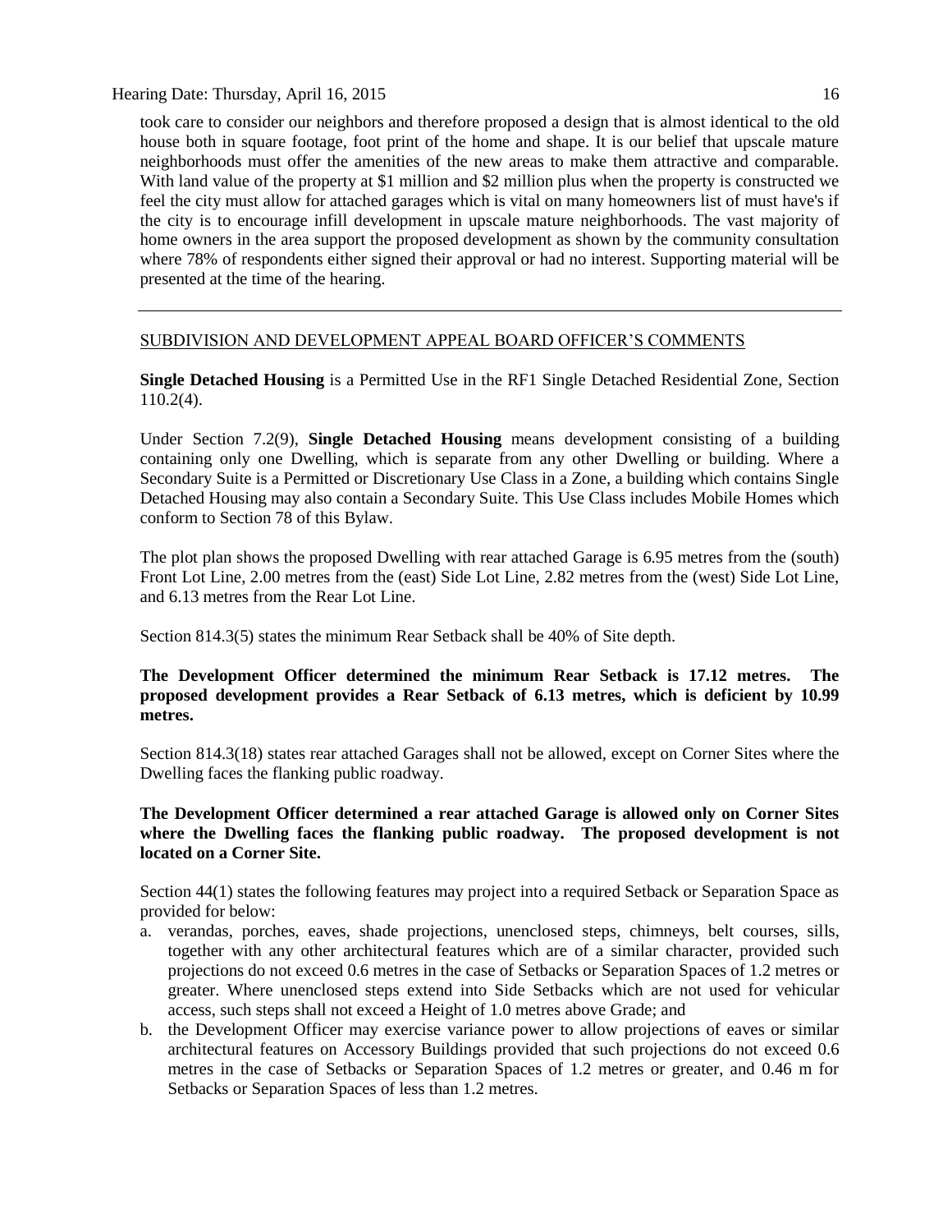took care to consider our neighbors and therefore proposed a design that is almost identical to the old house both in square footage, foot print of the home and shape. It is our belief that upscale mature neighborhoods must offer the amenities of the new areas to make them attractive and comparable. With land value of the property at $1 million and $2 million plus when the property is constructed we feel the city must allow for attached garages which is vital on many homeowners list of must have's if the city is to encourage infill development in upscale mature neighborhoods. The vast majority of home owners in the area support the proposed development as shown by the community consultation where 78% of respondents either signed their approval or had no interest. Supporting material will be presented at the time of the hearing.

---

SUBDIVISION AND DEVELOPMENT APPEAL BOARD OFFICER'S COMMENTS

**Single Detached Housing** is a Permitted Use in the RF1 Single Detached Residential Zone, Section 110.2(4).

Under Section 7.2(9), **Single Detached Housing** means development consisting of a building containing only one Dwelling, which is separate from any other Dwelling or building. Where a Secondary Suite is a Permitted or Discretionary Use Class in a Zone, a building which contains Single Detached Housing may also contain a Secondary Suite. This Use Class includes Mobile Homes which conform to Section 78 of this Bylaw.

The plot plan shows the proposed Dwelling with rear attached Garage is 6.95 metres from the (south) Front Lot Line, 2.00 metres from the (east) Side Lot Line, 2.82 metres from the (west) Side Lot Line, and 6.13 metres from the Rear Lot Line.

Section 814.3(5) states the minimum Rear Setback shall be 40% of Site depth.

**The Development Officer determined the minimum Rear Setback is 17.12 metres. The proposed development provides a Rear Setback of 6.13 metres, which is deficient by 10.99 metres.**

Section 814.3(18) states rear attached Garages shall not be allowed, except on Corner Sites where the Dwelling faces the flanking public roadway.

**The Development Officer determined a rear attached Garage is allowed only on Corner Sites where the Dwelling faces the flanking public roadway. The proposed development is not located on a Corner Site.**

Section 44(1) states the following features may project into a required Setback or Separation Space as provided for below:

a. verandas, porches, eaves, shade projections, unenclosed steps, chimneys, belt courses, sills, together with any other architectural features which are of a similar character, provided such projections do not exceed 0.6 metres in the case of Setbacks or Separation Spaces of 1.2 metres or greater. Where unenclosed steps extend into Side Setbacks which are not used for vehicular access, such steps shall not exceed a Height of 1.0 metres above Grade; and
b. the Development Officer may exercise variance power to allow projections of eaves or similar architectural features on Accessory Buildings provided that such projections do not exceed 0.6 metres in the case of Setbacks or Separation Spaces of 1.2 metres or greater, and 0.46 m for Setbacks or Separation Spaces of less than 1.2 metres.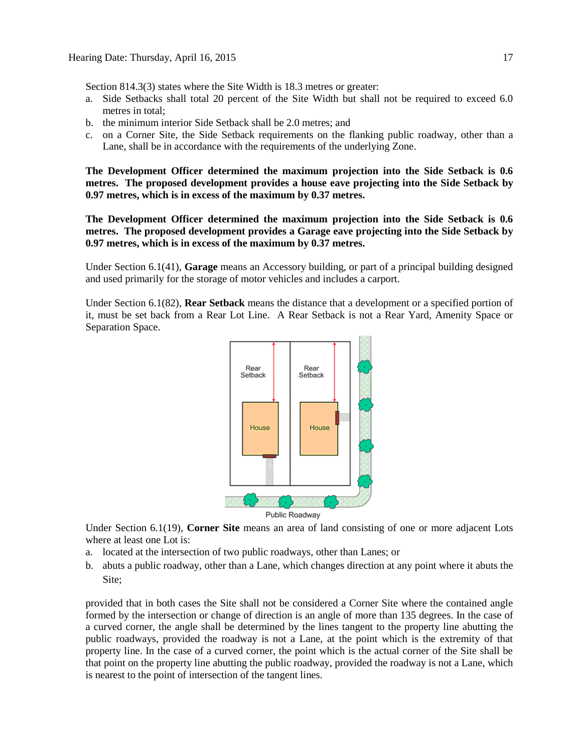Section 814.3(3) states where the Site Width is 18.3 metres or greater:

a. Side Setbacks shall total 20 percent of the Site Width but shall not be required to exceed 6.0 metres in total;
b. the minimum interior Side Setback shall be 2.0 metres; and
c. on a Corner Site, the Side Setback requirements on the flanking public roadway, other than a Lane, shall be in accordance with the requirements of the underlying Zone.

**The Development Officer determined the maximum projection into the Side Setback is 0.6 metres. The proposed development provides a house eave projecting into the Side Setback by 0.97 metres, which is in excess of the maximum by 0.37 metres.**

**The Development Officer determined the maximum projection into the Side Setback is 0.6 metres. The proposed development provides a Garage eave projecting into the Side Setback by 0.97 metres, which is in excess of the maximum by 0.37 metres.**

Under Section 6.1(41), **Garage** means an Accessory building, or part of a principal building designed and used primarily for the storage of motor vehicles and includes a carport.

Under Section 6.1(82), **Rear Setback** means the distance that a development or a specified portion of it, must be set back from a Rear Lot Line. A Rear Setback is not a Rear Yard, Amenity Space or Separation Space.

Rear Setback | Rear Setback | House | House | Public Roadway

Under Section 6.1(19), **Corner Site** means an area of land consisting of one or more adjacent Lots where at least one Lot is:

a. located at the intersection of two public roadways, other than Lanes; or
b. abuts a public roadway, other than a Lane, which changes direction at any point where it abuts the Site;

provided that in both cases the Site shall not be considered a Corner Site where the contained angle formed by the intersection or change of direction is an angle of more than 135 degrees. In the case of a curved corner, the angle shall be determined by the lines tangent to the property line abutting the public roadways, provided the roadway is not a Lane, at the point which is the extremity of that property line. In the case of a curved corner, the point which is the actual corner of the Site shall be that point on the property line abutting the public roadway, provided the roadway is not a Lane, which is nearest to the point of intersection of the tangent lines.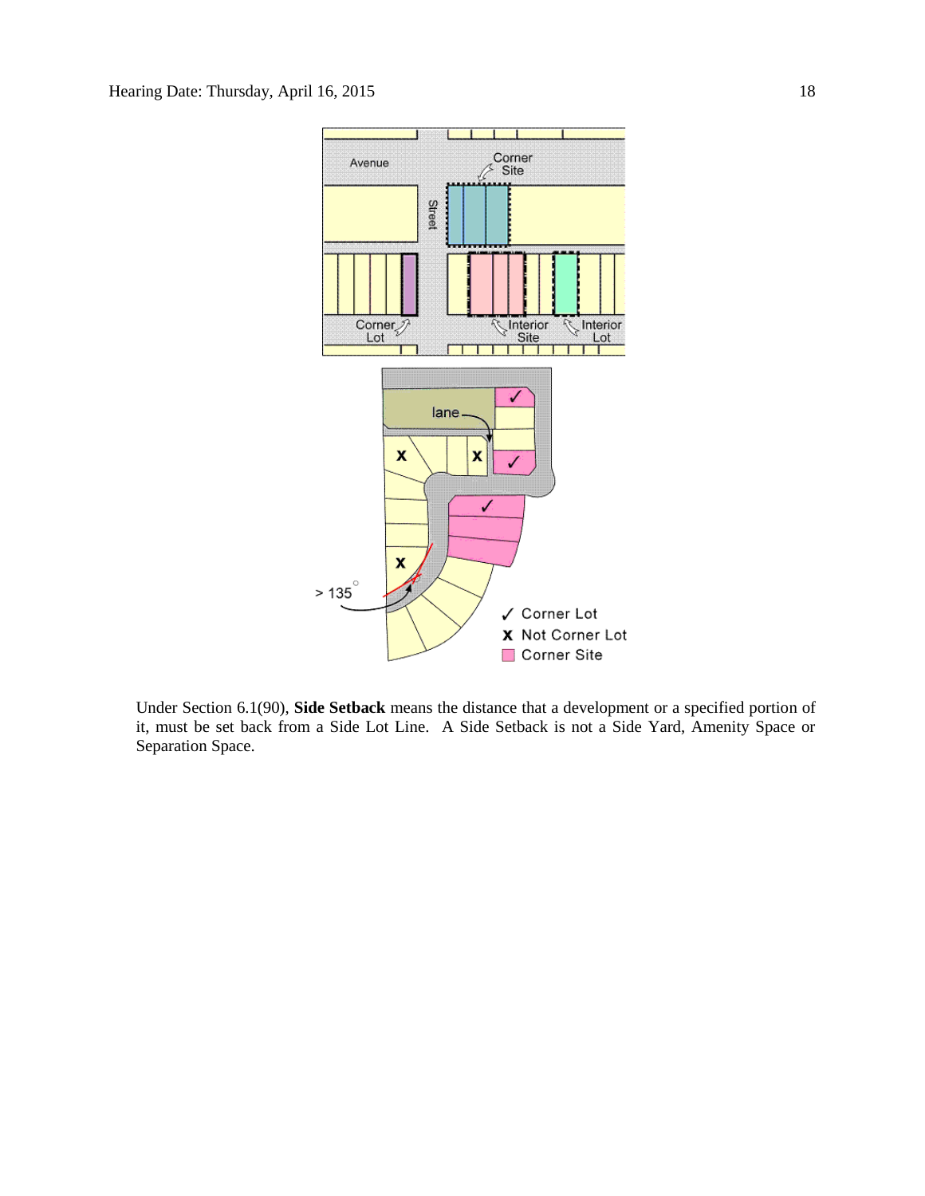Under Section 6.1(90), **Side Setback** means the distance that a development or a specified portion of it, must be set back from a Side Lot Line. A Side Setback is not a Side Yard, Amenity Space or Separation Space.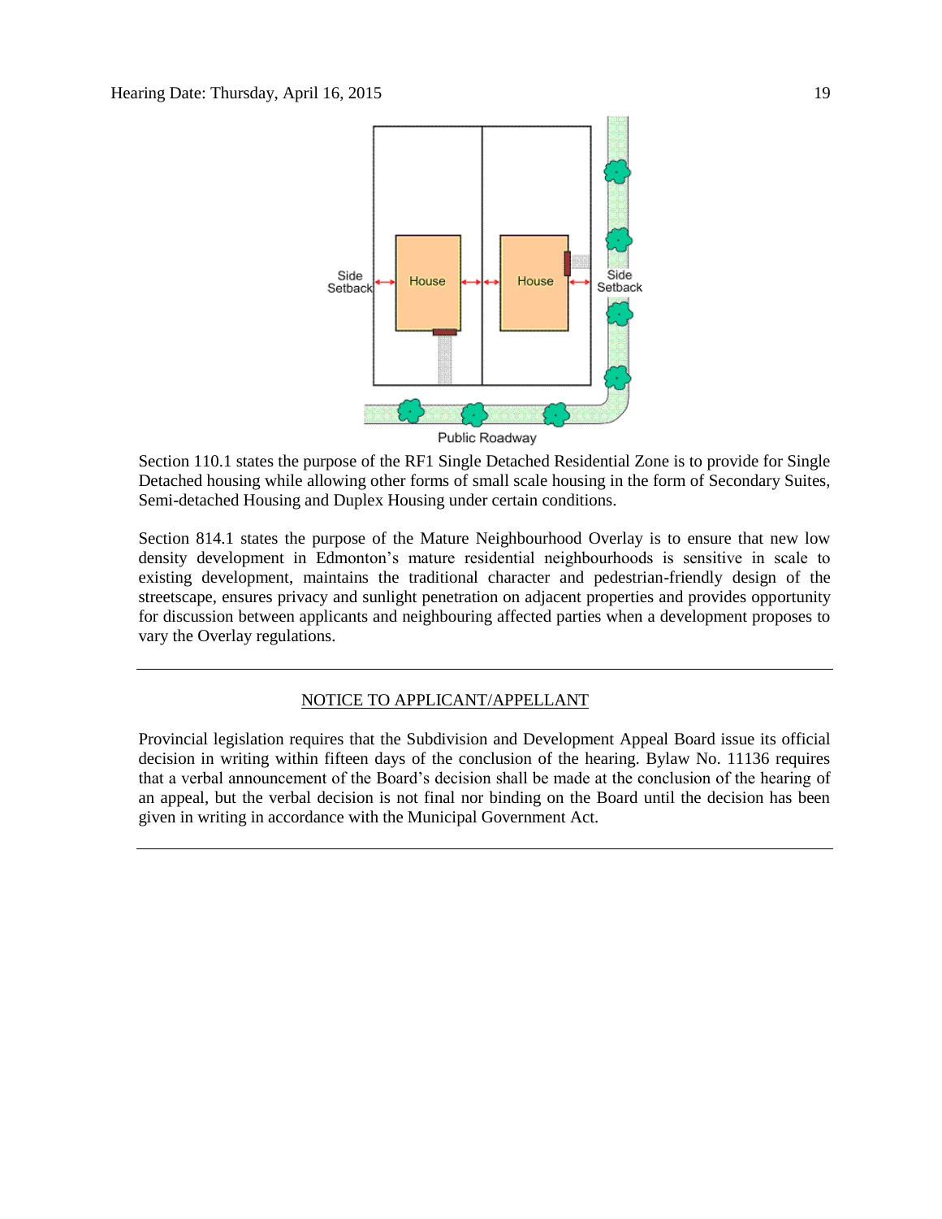Side Setback

House

House

Side Setback

Public Roadway

Section 110.1 states the purpose of the RF1 Single Detached Residential Zone is to provide for Single Detached housing while allowing other forms of small scale housing in the form of Secondary Suites, Semi-detached Housing and Duplex Housing under certain conditions.

Section 814.1 states the purpose of the Mature Neighbourhood Overlay is to ensure that new low density development in Edmonton's mature residential neighbourhoods is sensitive in scale to existing development, maintains the traditional character and pedestrian-friendly design of the streetscape, ensures privacy and sunlight penetration on adjacent properties and provides opportunity for discussion between applicants and neighbouring affected parties when a development proposes to vary the Overlay regulations.

---

NOTICE TO APPLICANT/APPELLANT

Provincial legislation requires that the Subdivision and Development Appeal Board issue its official decision in writing within fifteen days of the conclusion of the hearing. Bylaw No. 11136 requires that a verbal announcement of the Board's decision shall be made at the conclusion of the hearing of an appeal, but the verbal decision is not final nor binding on the Board until the decision has been given in writing in accordance with the Municipal Government Act.

---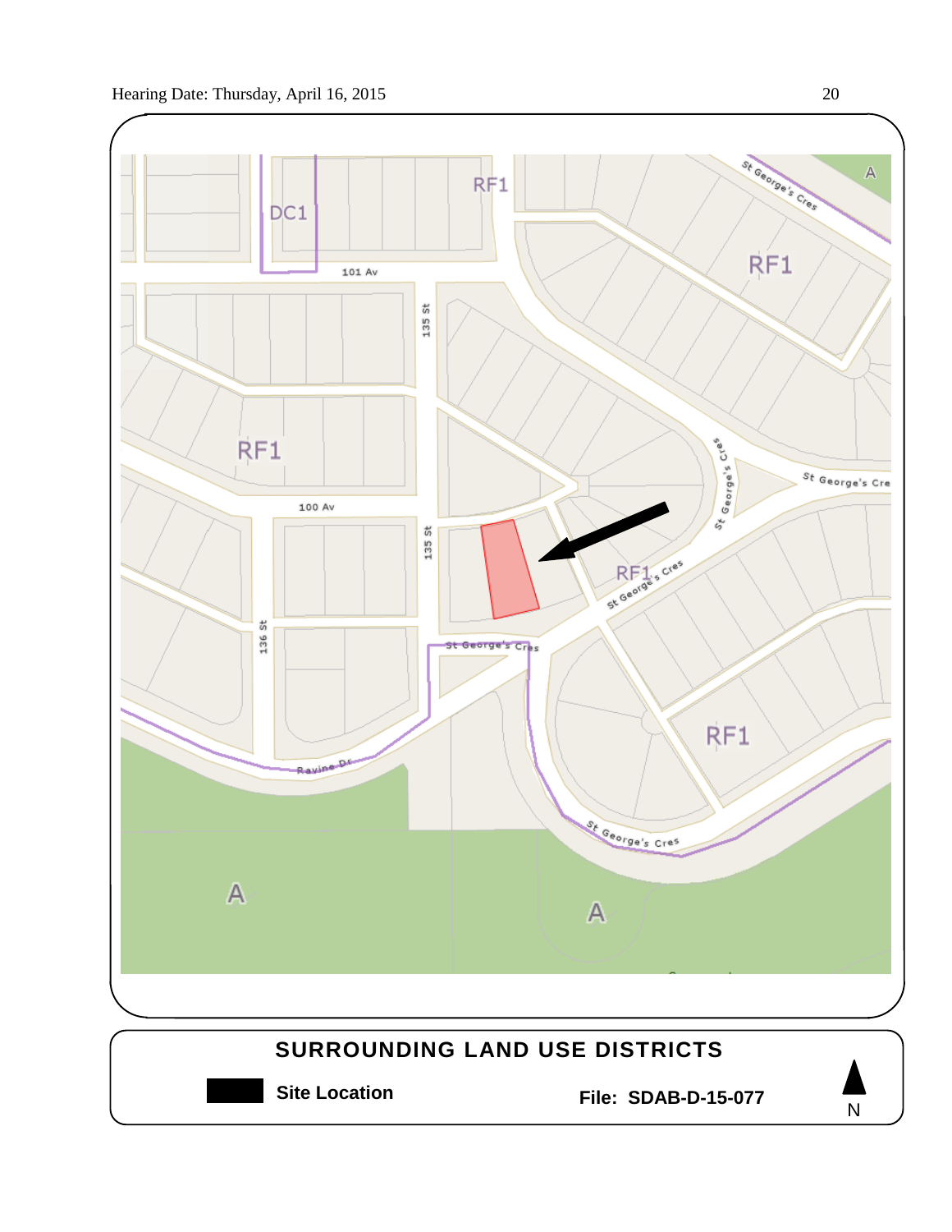## SURROUNDING LAND USE DISTRICTS

**Site Location**

**File: SDAB-D-15-077**

N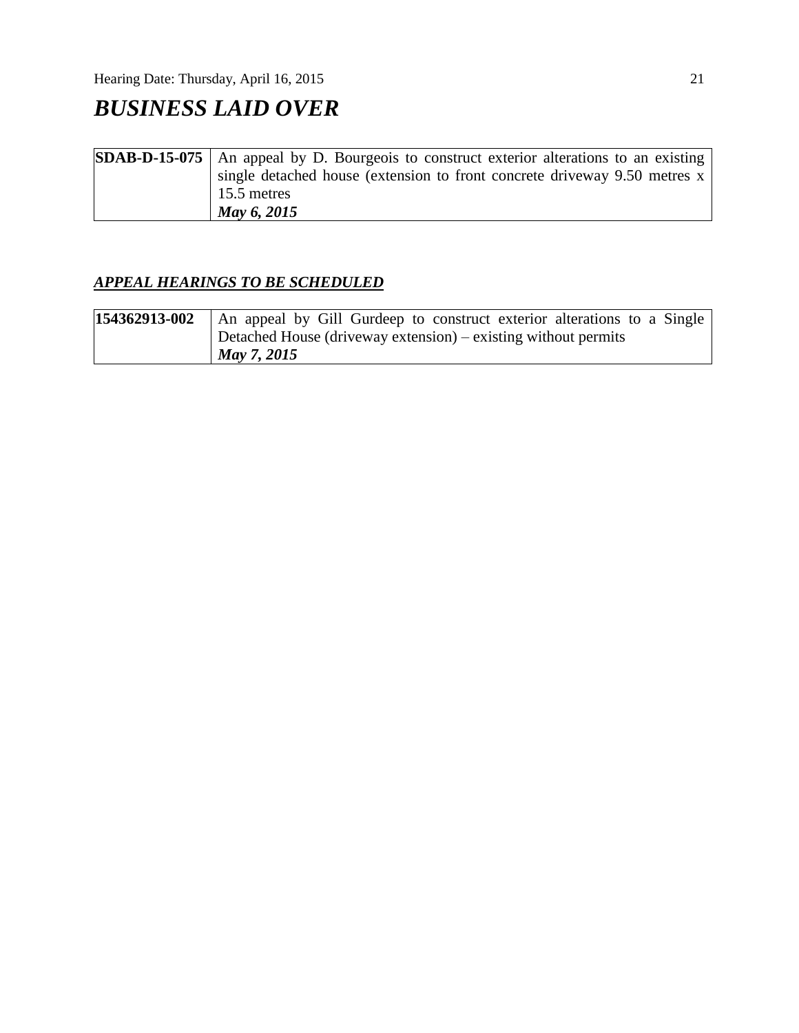# *BUSINESS LAID OVER*

| | |
|---|---|
| **SDAB-D-15-075** | An appeal by D. Bourgeois to construct exterior alterations to an existing single detached house (extension to front concrete driveway 9.50 metres x 15.5 metres<br>***May 6, 2015*** |

## ***APPEAL HEARINGS TO BE SCHEDULED***

| | |
|---|---|
| **154362913-002** | An appeal by Gill Gurdeep to construct exterior alterations to a Single Detached House (driveway extension) – existing without permits<br>***May 7, 2015*** |